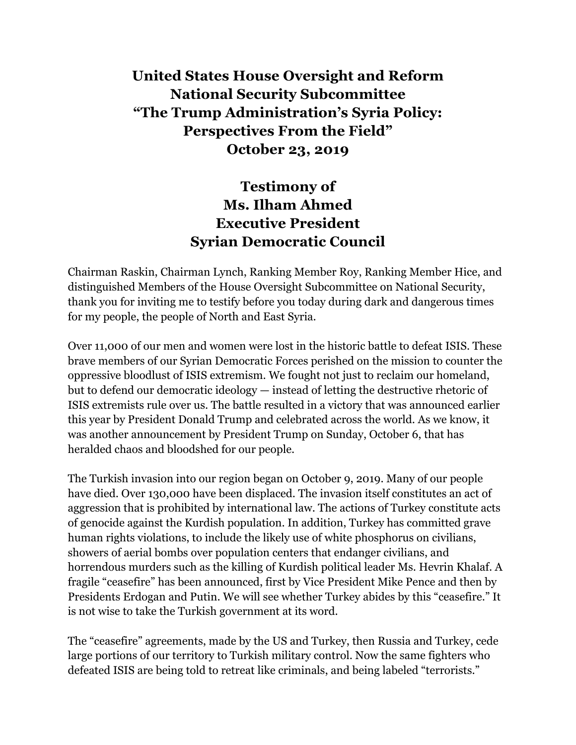# United States House Oversight and Reform National Security Subcommittee "The Trump Administration's Syria Policy: Perspectives From the Field" October 23, 2019

## Testimony of Ms. Ilham Ahmed Executive President Syrian Democratic Council

Chairman Raskin, Chairman Lynch, Ranking Member Roy, Ranking Member Hice, and distinguished Members of the House Oversight Subcommittee on National Security, thank you for inviting me to testify before you today during dark and dangerous times for my people, the people of North and East Syria.

Over 11,000 of our men and women were lost in the historic battle to defeat ISIS. These brave members of our Syrian Democratic Forces perished on the mission to counter the oppressive bloodlust of ISIS extremism. We fought not just to reclaim our homeland, but to defend our democratic ideology — instead of letting the destructive rhetoric of ISIS extremists rule over us. The battle resulted in a victory that was announced earlier this year by President Donald Trump and celebrated across the world. As we know, it was another announcement by President Trump on Sunday, October 6, that has heralded chaos and bloodshed for our people.

The Turkish invasion into our region began on October 9, 2019. Many of our people have died. Over 130,000 have been displaced. The invasion itself constitutes an act of aggression that is prohibited by international law. The actions of Turkey constitute acts of genocide against the Kurdish population. In addition, Turkey has committed grave human rights violations, to include the likely use of white phosphorus on civilians, showers of aerial bombs over population centers that endanger civilians, and horrendous murders such as the killing of Kurdish political leader Ms. Hevrin Khalaf. A fragile "ceasefire" has been announced, first by Vice President Mike Pence and then by Presidents Erdogan and Putin. We will see whether Turkey abides by this "ceasefire." It is not wise to take the Turkish government at its word.

The "ceasefire" agreements, made by the US and Turkey, then Russia and Turkey, cede large portions of our territory to Turkish military control. Now the same fighters who defeated ISIS are being told to retreat like criminals, and being labeled "terrorists."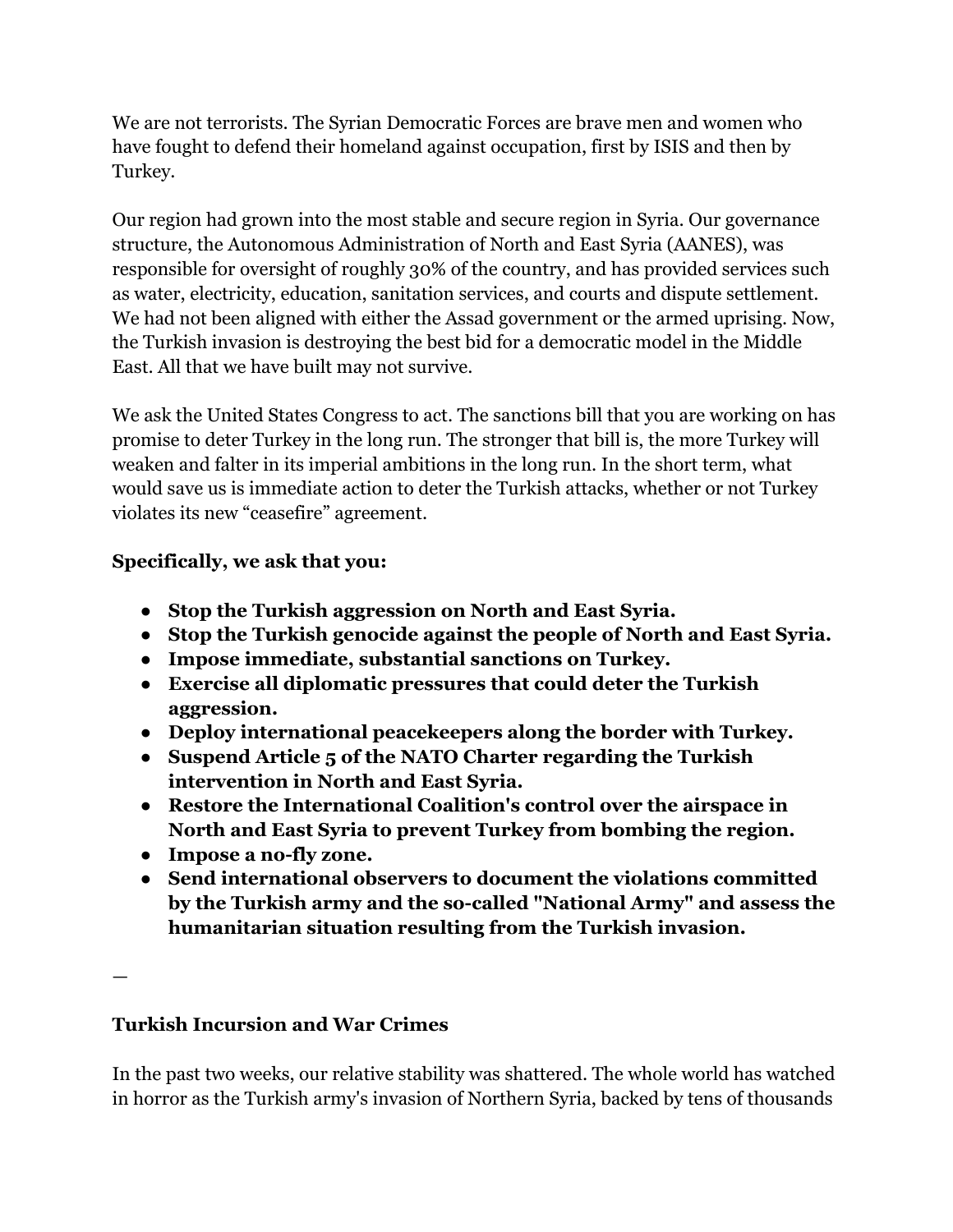We are not terrorists. The Syrian Democratic Forces are brave men and women who have fought to defend their homeland against occupation, first by ISIS and then by Turkey.

Our region had grown into the most stable and secure region in Syria. Our governance structure, the Autonomous Administration of North and East Syria (AANES), was responsible for oversight of roughly 30% of the country, and has provided services such as water, electricity, education, sanitation services, and courts and dispute settlement. We had not been aligned with either the Assad government or the armed uprising. Now, the Turkish invasion is destroying the best bid for a democratic model in the Middle East. All that we have built may not survive.

We ask the United States Congress to act. The sanctions bill that you are working on has promise to deter Turkey in the long run. The stronger that bill is, the more Turkey will weaken and falter in its imperial ambitions in the long run. In the short term, what would save us is immediate action to deter the Turkish attacks, whether or not Turkey violates its new "ceasefire" agreement.

**Specifically, we ask that you:**

- **Stop the Turkish aggression on North and East Syria.**
- **Stop the Turkish genocide against the people of North and East Syria.**
- **Impose immediate, substantial sanctions on Turkey.**
- **Exercise all diplomatic pressures that could deter the Turkish aggression.**
- **Deploy international peacekeepers along the border with Turkey.**
- **Suspend Article 5 of the NATO Charter regarding the Turkish intervention in North and East Syria.**
- **Restore the International Coalition's control over the airspace in North and East Syria to prevent Turkey from bombing the region.**
- **Impose a no-fly zone.**
- **Send international observers to document the violations committed by the Turkish army and the so-called "National Army" and assess the humanitarian situation resulting from the Turkish invasion.**

—

**Turkish Incursion and War Crimes**

In the past two weeks, our relative stability was shattered. The whole world has watched in horror as the Turkish army's invasion of Northern Syria, backed by tens of thousands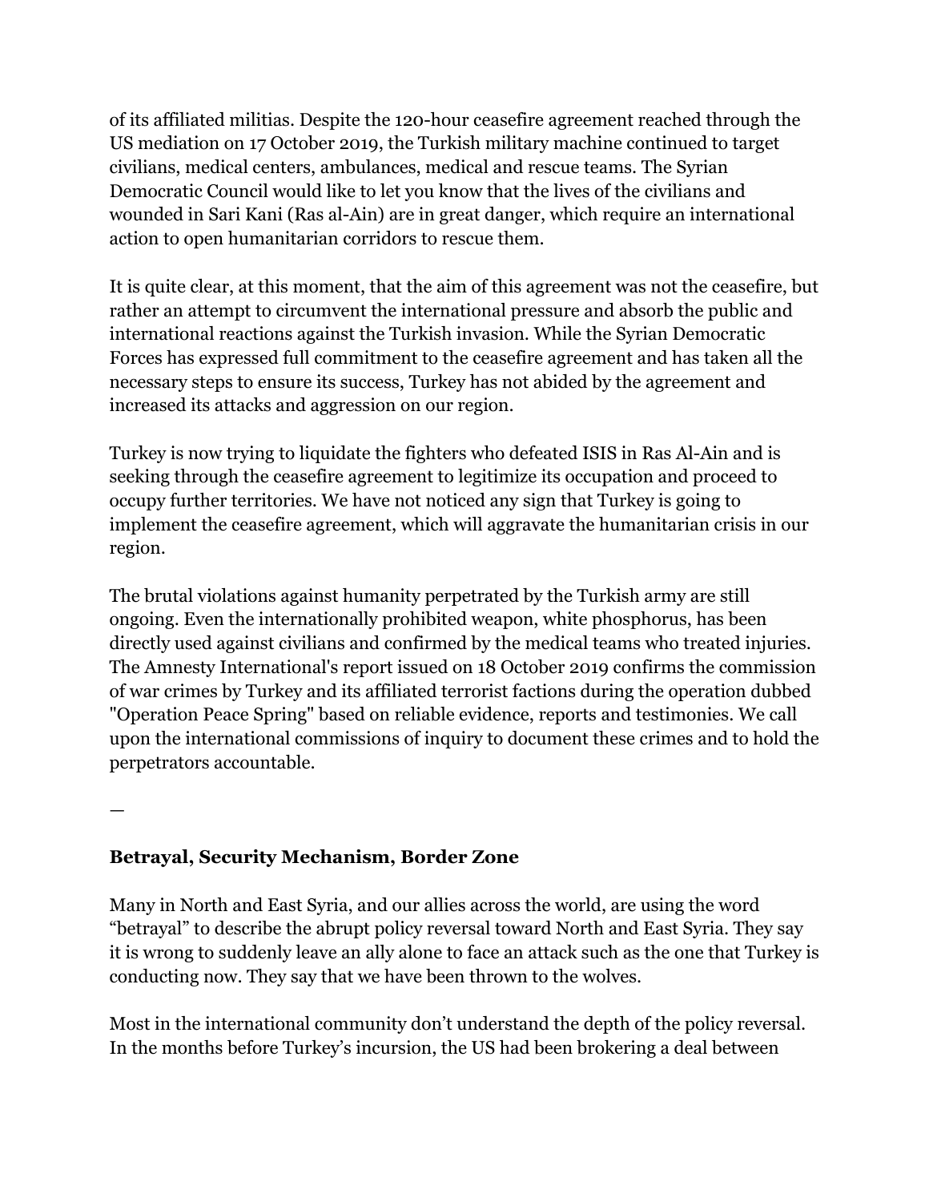of its affiliated militias. Despite the 120-hour ceasefire agreement reached through the US mediation on 17 October 2019, the Turkish military machine continued to target civilians, medical centers, ambulances, medical and rescue teams. The Syrian Democratic Council would like to let you know that the lives of the civilians and wounded in Sari Kani (Ras al-Ain) are in great danger, which require an international action to open humanitarian corridors to rescue them.

It is quite clear, at this moment, that the aim of this agreement was not the ceasefire, but rather an attempt to circumvent the international pressure and absorb the public and international reactions against the Turkish invasion. While the Syrian Democratic Forces has expressed full commitment to the ceasefire agreement and has taken all the necessary steps to ensure its success, Turkey has not abided by the agreement and increased its attacks and aggression on our region.

Turkey is now trying to liquidate the fighters who defeated ISIS in Ras Al-Ain and is seeking through the ceasefire agreement to legitimize its occupation and proceed to occupy further territories. We have not noticed any sign that Turkey is going to implement the ceasefire agreement, which will aggravate the humanitarian crisis in our region.

The brutal violations against humanity perpetrated by the Turkish army are still ongoing. Even the internationally prohibited weapon, white phosphorus, has been directly used against civilians and confirmed by the medical teams who treated injuries. The Amnesty International's report issued on 18 October 2019 confirms the commission of war crimes by Turkey and its affiliated terrorist factions during the operation dubbed "Operation Peace Spring" based on reliable evidence, reports and testimonies. We call upon the international commissions of inquiry to document these crimes and to hold the perpetrators accountable.

—

**Betrayal, Security Mechanism, Border Zone**

Many in North and East Syria, and our allies across the world, are using the word "betrayal" to describe the abrupt policy reversal toward North and East Syria. They say it is wrong to suddenly leave an ally alone to face an attack such as the one that Turkey is conducting now. They say that we have been thrown to the wolves.

Most in the international community don't understand the depth of the policy reversal. In the months before Turkey's incursion, the US had been brokering a deal between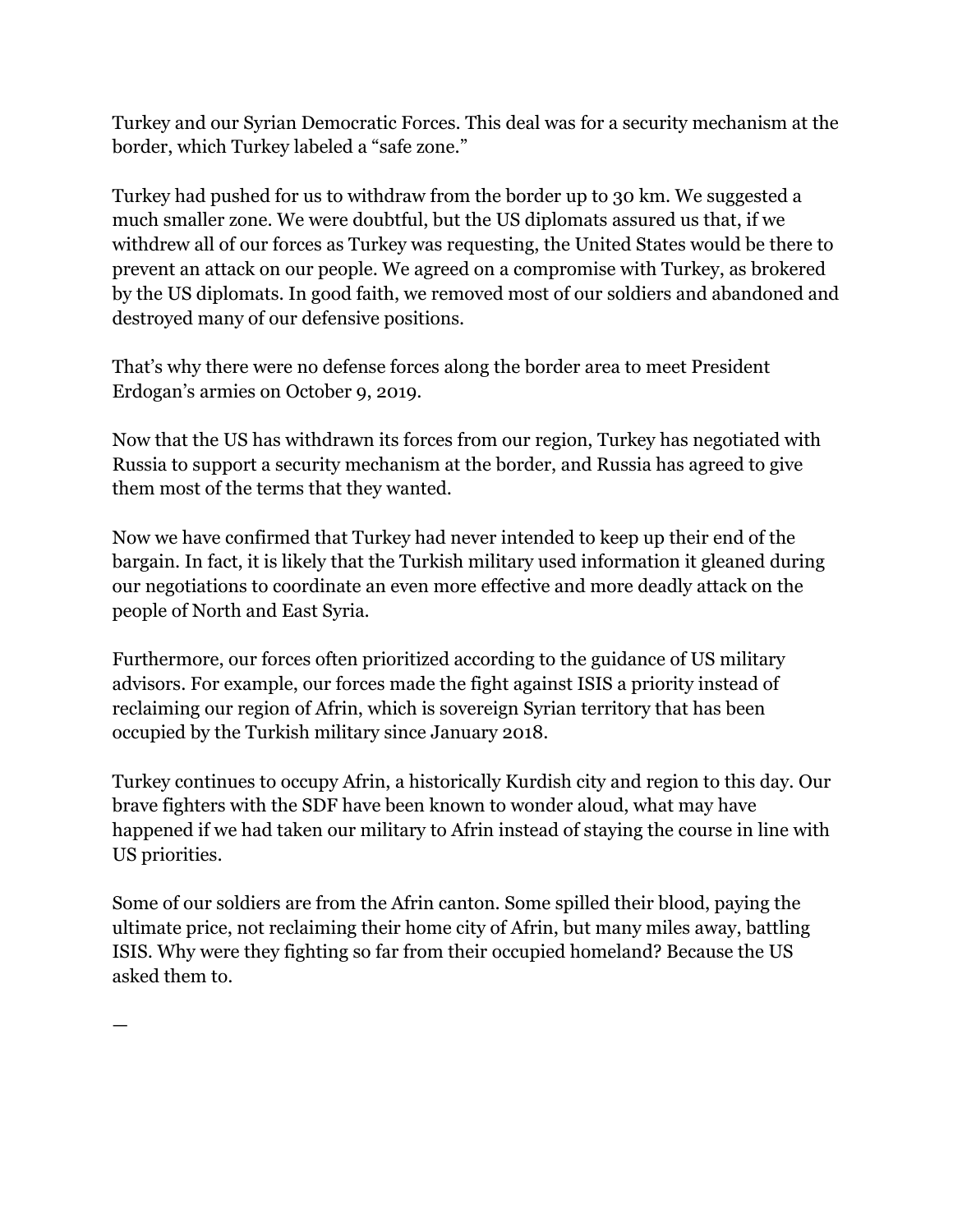Turkey and our Syrian Democratic Forces. This deal was for a security mechanism at the border, which Turkey labeled a “safe zone.”

Turkey had pushed for us to withdraw from the border up to 30 km. We suggested a much smaller zone. We were doubtful, but the US diplomats assured us that, if we withdrew all of our forces as Turkey was requesting, the United States would be there to prevent an attack on our people. We agreed on a compromise with Turkey, as brokered by the US diplomats. In good faith, we removed most of our soldiers and abandoned and destroyed many of our defensive positions.

That’s why there were no defense forces along the border area to meet President Erdogan’s armies on October 9, 2019.

Now that the US has withdrawn its forces from our region, Turkey has negotiated with Russia to support a security mechanism at the border, and Russia has agreed to give them most of the terms that they wanted.

Now we have confirmed that Turkey had never intended to keep up their end of the bargain. In fact, it is likely that the Turkish military used information it gleaned during our negotiations to coordinate an even more effective and more deadly attack on the people of North and East Syria.

Furthermore, our forces often prioritized according to the guidance of US military advisors. For example, our forces made the fight against ISIS a priority instead of reclaiming our region of Afrin, which is sovereign Syrian territory that has been occupied by the Turkish military since January 2018.

Turkey continues to occupy Afrin, a historically Kurdish city and region to this day. Our brave fighters with the SDF have been known to wonder aloud, what may have happened if we had taken our military to Afrin instead of staying the course in line with US priorities.

Some of our soldiers are from the Afrin canton. Some spilled their blood, paying the ultimate price, not reclaiming their home city of Afrin, but many miles away, battling ISIS. Why were they fighting so far from their occupied homeland? Because the US asked them to.

—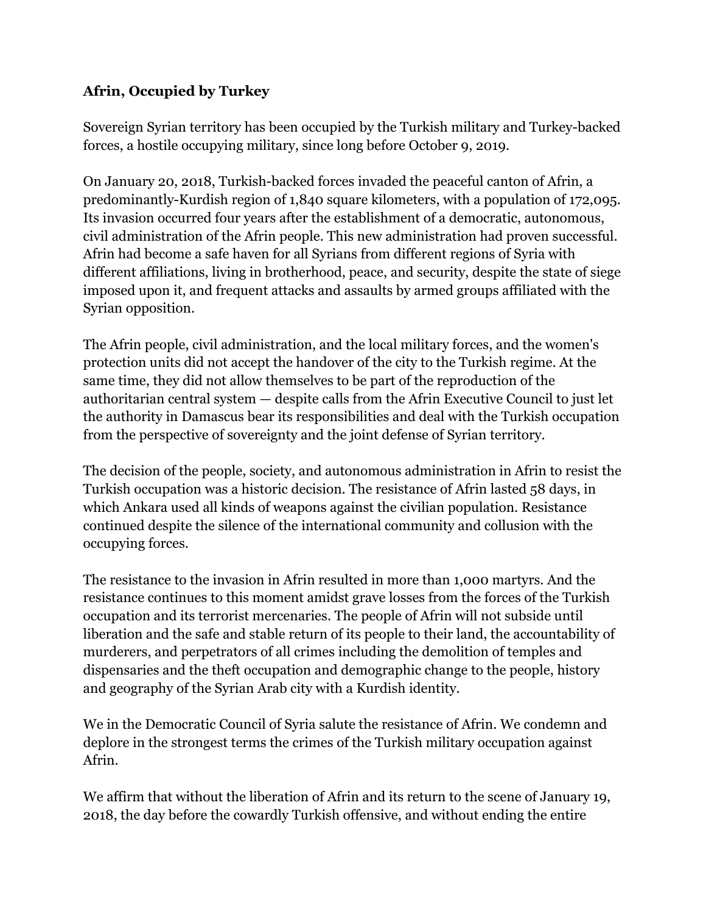**Afrin, Occupied by Turkey**

Sovereign Syrian territory has been occupied by the Turkish military and Turkey-backed forces, a hostile occupying military, since long before October 9, 2019.

On January 20, 2018, Turkish-backed forces invaded the peaceful canton of Afrin, a predominantly-Kurdish region of 1,840 square kilometers, with a population of 172,095. Its invasion occurred four years after the establishment of a democratic, autonomous, civil administration of the Afrin people. This new administration had proven successful. Afrin had become a safe haven for all Syrians from different regions of Syria with different affiliations, living in brotherhood, peace, and security, despite the state of siege imposed upon it, and frequent attacks and assaults by armed groups affiliated with the Syrian opposition.

The Afrin people, civil administration, and the local military forces, and the women's protection units did not accept the handover of the city to the Turkish regime. At the same time, they did not allow themselves to be part of the reproduction of the authoritarian central system — despite calls from the Afrin Executive Council to just let the authority in Damascus bear its responsibilities and deal with the Turkish occupation from the perspective of sovereignty and the joint defense of Syrian territory.

The decision of the people, society, and autonomous administration in Afrin to resist the Turkish occupation was a historic decision. The resistance of Afrin lasted 58 days, in which Ankara used all kinds of weapons against the civilian population. Resistance continued despite the silence of the international community and collusion with the occupying forces.

The resistance to the invasion in Afrin resulted in more than 1,000 martyrs. And the resistance continues to this moment amidst grave losses from the forces of the Turkish occupation and its terrorist mercenaries. The people of Afrin will not subside until liberation and the safe and stable return of its people to their land, the accountability of murderers, and perpetrators of all crimes including the demolition of temples and dispensaries and the theft occupation and demographic change to the people, history and geography of the Syrian Arab city with a Kurdish identity.

We in the Democratic Council of Syria salute the resistance of Afrin. We condemn and deplore in the strongest terms the crimes of the Turkish military occupation against Afrin.

We affirm that without the liberation of Afrin and its return to the scene of January 19, 2018, the day before the cowardly Turkish offensive, and without ending the entire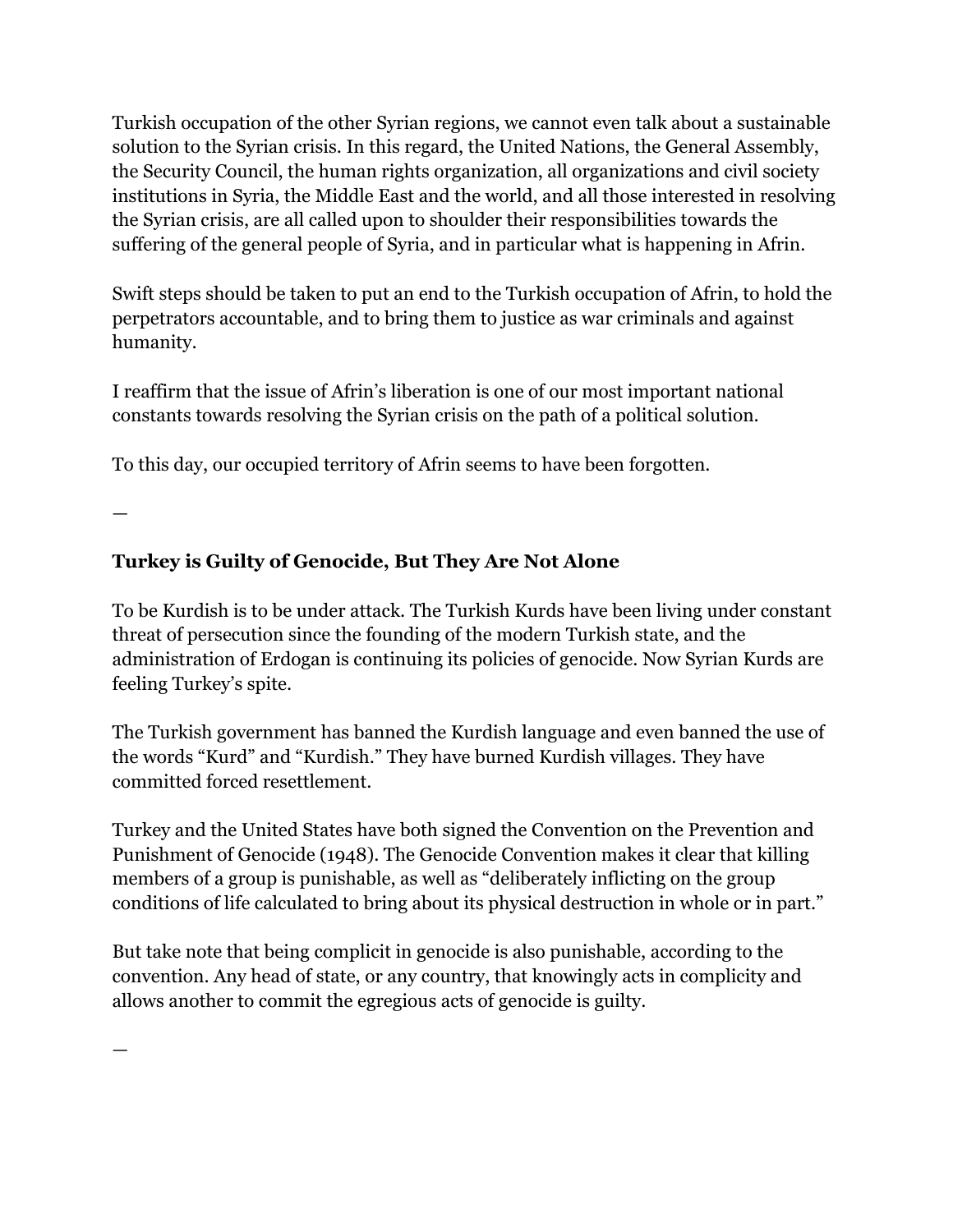Turkish occupation of the other Syrian regions, we cannot even talk about a sustainable solution to the Syrian crisis. In this regard, the United Nations, the General Assembly, the Security Council, the human rights organization, all organizations and civil society institutions in Syria, the Middle East and the world, and all those interested in resolving the Syrian crisis, are all called upon to shoulder their responsibilities towards the suffering of the general people of Syria, and in particular what is happening in Afrin.

Swift steps should be taken to put an end to the Turkish occupation of Afrin, to hold the perpetrators accountable, and to bring them to justice as war criminals and against humanity.

I reaffirm that the issue of Afrin's liberation is one of our most important national constants towards resolving the Syrian crisis on the path of a political solution.

To this day, our occupied territory of Afrin seems to have been forgotten.

—

**Turkey is Guilty of Genocide, But They Are Not Alone**

To be Kurdish is to be under attack. The Turkish Kurds have been living under constant threat of persecution since the founding of the modern Turkish state, and the administration of Erdogan is continuing its policies of genocide. Now Syrian Kurds are feeling Turkey's spite.

The Turkish government has banned the Kurdish language and even banned the use of the words "Kurd" and "Kurdish." They have burned Kurdish villages. They have committed forced resettlement.

Turkey and the United States have both signed the Convention on the Prevention and Punishment of Genocide (1948). The Genocide Convention makes it clear that killing members of a group is punishable, as well as "deliberately inflicting on the group conditions of life calculated to bring about its physical destruction in whole or in part."

But take note that being complicit in genocide is also punishable, according to the convention. Any head of state, or any country, that knowingly acts in complicity and allows another to commit the egregious acts of genocide is guilty.

—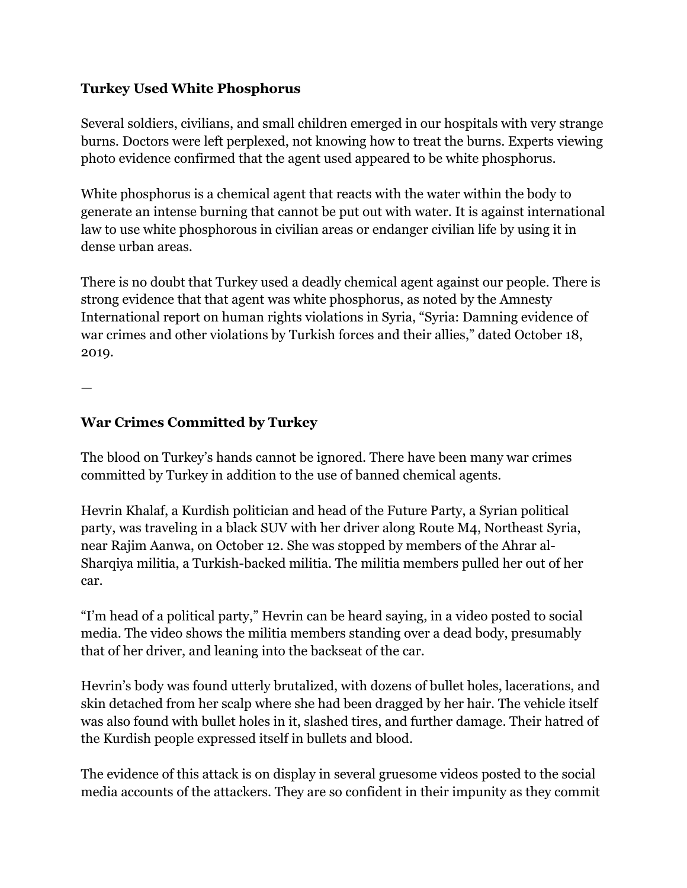**Turkey Used White Phosphorus**

Several soldiers, civilians, and small children emerged in our hospitals with very strange burns. Doctors were left perplexed, not knowing how to treat the burns. Experts viewing photo evidence confirmed that the agent used appeared to be white phosphorus.

White phosphorus is a chemical agent that reacts with the water within the body to generate an intense burning that cannot be put out with water. It is against international law to use white phosphorous in civilian areas or endanger civilian life by using it in dense urban areas.

There is no doubt that Turkey used a deadly chemical agent against our people. There is strong evidence that that agent was white phosphorus, as noted by the Amnesty International report on human rights violations in Syria, "Syria: Damning evidence of war crimes and other violations by Turkish forces and their allies," dated October 18, 2019.

—

**War Crimes Committed by Turkey**

The blood on Turkey's hands cannot be ignored. There have been many war crimes committed by Turkey in addition to the use of banned chemical agents.

Hevrin Khalaf, a Kurdish politician and head of the Future Party, a Syrian political party, was traveling in a black SUV with her driver along Route M4, Northeast Syria, near Rajim Aanwa, on October 12. She was stopped by members of the Ahrar al-Sharqiya militia, a Turkish-backed militia. The militia members pulled her out of her car.

"I'm head of a political party," Hevrin can be heard saying, in a video posted to social media. The video shows the militia members standing over a dead body, presumably that of her driver, and leaning into the backseat of the car.

Hevrin's body was found utterly brutalized, with dozens of bullet holes, lacerations, and skin detached from her scalp where she had been dragged by her hair. The vehicle itself was also found with bullet holes in it, slashed tires, and further damage. Their hatred of the Kurdish people expressed itself in bullets and blood.

The evidence of this attack is on display in several gruesome videos posted to the social media accounts of the attackers. They are so confident in their impunity as they commit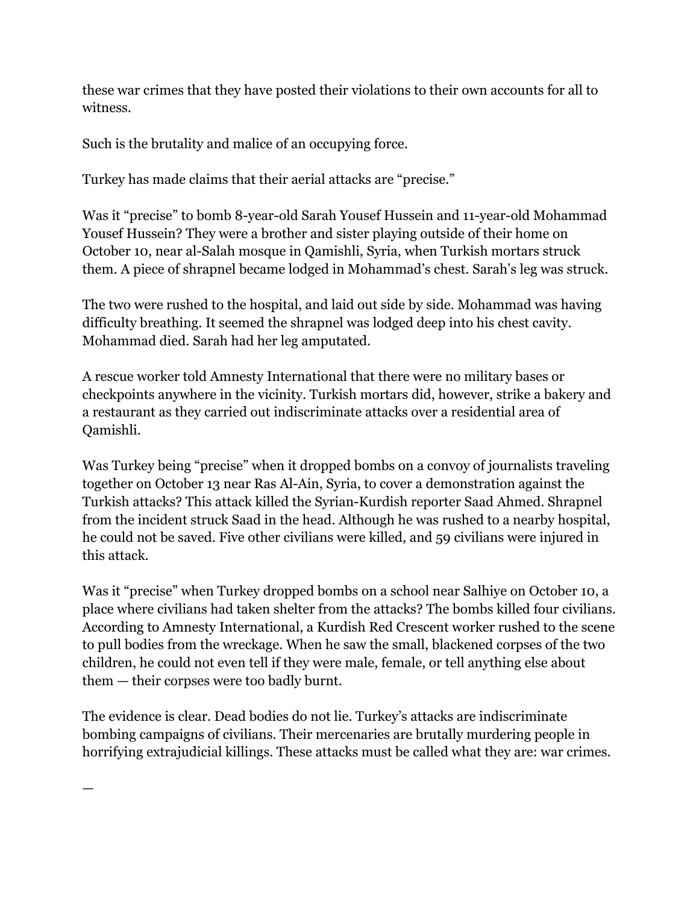these war crimes that they have posted their violations to their own accounts for all to witness.

Such is the brutality and malice of an occupying force.

Turkey has made claims that their aerial attacks are "precise."

Was it "precise" to bomb 8-year-old Sarah Yousef Hussein and 11-year-old Mohammad Yousef Hussein? They were a brother and sister playing outside of their home on October 10, near al-Salah mosque in Qamishli, Syria, when Turkish mortars struck them. A piece of shrapnel became lodged in Mohammad's chest. Sarah's leg was struck.

The two were rushed to the hospital, and laid out side by side. Mohammad was having difficulty breathing. It seemed the shrapnel was lodged deep into his chest cavity. Mohammad died. Sarah had her leg amputated.

A rescue worker told Amnesty International that there were no military bases or checkpoints anywhere in the vicinity. Turkish mortars did, however, strike a bakery and a restaurant as they carried out indiscriminate attacks over a residential area of Qamishli.

Was Turkey being "precise" when it dropped bombs on a convoy of journalists traveling together on October 13 near Ras Al-Ain, Syria, to cover a demonstration against the Turkish attacks? This attack killed the Syrian-Kurdish reporter Saad Ahmed. Shrapnel from the incident struck Saad in the head. Although he was rushed to a nearby hospital, he could not be saved. Five other civilians were killed, and 59 civilians were injured in this attack.

Was it "precise" when Turkey dropped bombs on a school near Salhiye on October 10, a place where civilians had taken shelter from the attacks? The bombs killed four civilians. According to Amnesty International, a Kurdish Red Crescent worker rushed to the scene to pull bodies from the wreckage. When he saw the small, blackened corpses of the two children, he could not even tell if they were male, female, or tell anything else about them — their corpses were too badly burnt.

The evidence is clear. Dead bodies do not lie. Turkey's attacks are indiscriminate bombing campaigns of civilians. Their mercenaries are brutally murdering people in horrifying extrajudicial killings. These attacks must be called what they are: war crimes.

—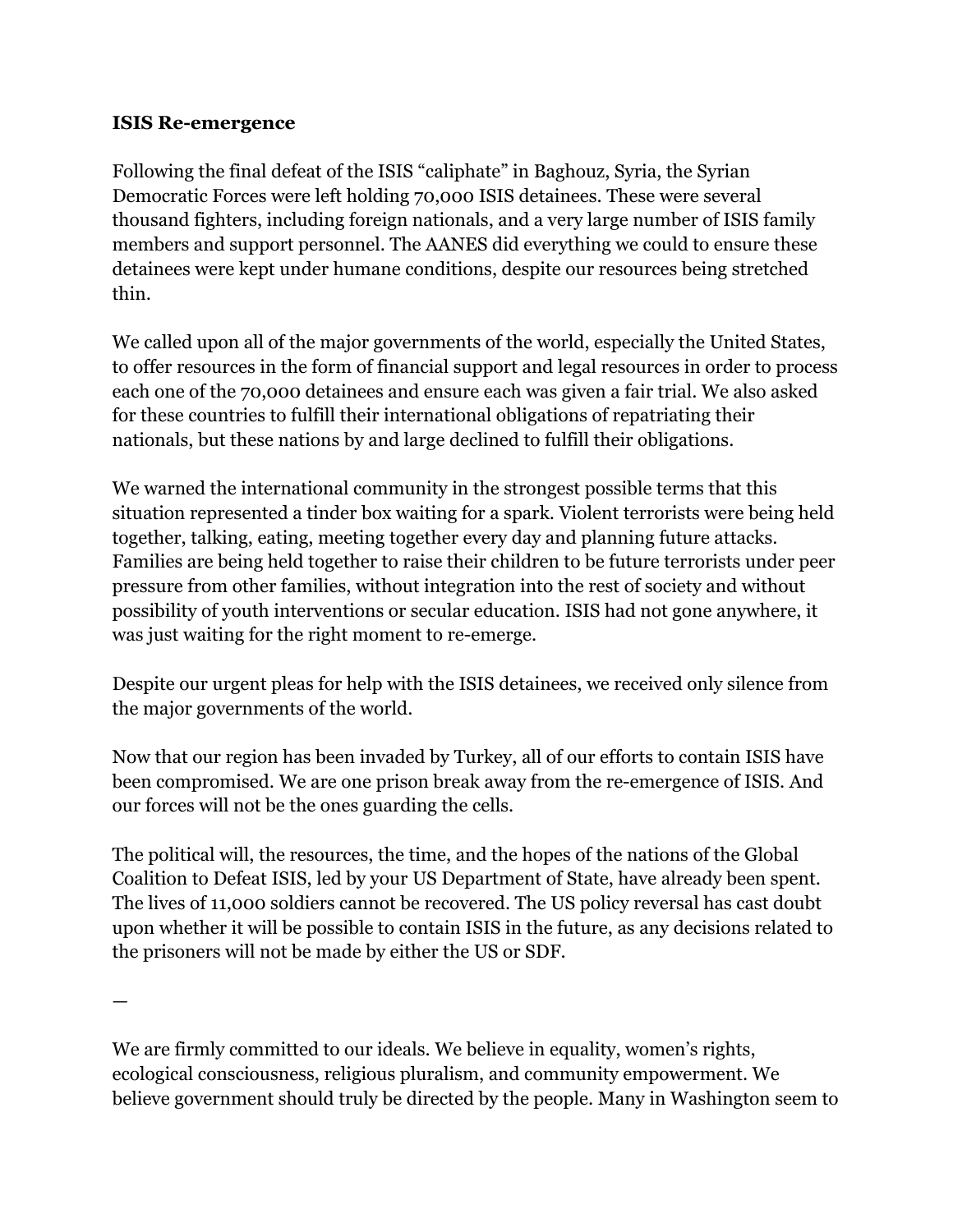**ISIS Re-emergence**

Following the final defeat of the ISIS "caliphate" in Baghouz, Syria, the Syrian Democratic Forces were left holding 70,000 ISIS detainees. These were several thousand fighters, including foreign nationals, and a very large number of ISIS family members and support personnel. The AANES did everything we could to ensure these detainees were kept under humane conditions, despite our resources being stretched thin.

We called upon all of the major governments of the world, especially the United States, to offer resources in the form of financial support and legal resources in order to process each one of the 70,000 detainees and ensure each was given a fair trial. We also asked for these countries to fulfill their international obligations of repatriating their nationals, but these nations by and large declined to fulfill their obligations.

We warned the international community in the strongest possible terms that this situation represented a tinder box waiting for a spark. Violent terrorists were being held together, talking, eating, meeting together every day and planning future attacks. Families are being held together to raise their children to be future terrorists under peer pressure from other families, without integration into the rest of society and without possibility of youth interventions or secular education. ISIS had not gone anywhere, it was just waiting for the right moment to re-emerge.

Despite our urgent pleas for help with the ISIS detainees, we received only silence from the major governments of the world.

Now that our region has been invaded by Turkey, all of our efforts to contain ISIS have been compromised. We are one prison break away from the re-emergence of ISIS. And our forces will not be the ones guarding the cells.

The political will, the resources, the time, and the hopes of the nations of the Global Coalition to Defeat ISIS, led by your US Department of State, have already been spent. The lives of 11,000 soldiers cannot be recovered. The US policy reversal has cast doubt upon whether it will be possible to contain ISIS in the future, as any decisions related to the prisoners will not be made by either the US or SDF.

—

We are firmly committed to our ideals. We believe in equality, women's rights, ecological consciousness, religious pluralism, and community empowerment. We believe government should truly be directed by the people. Many in Washington seem to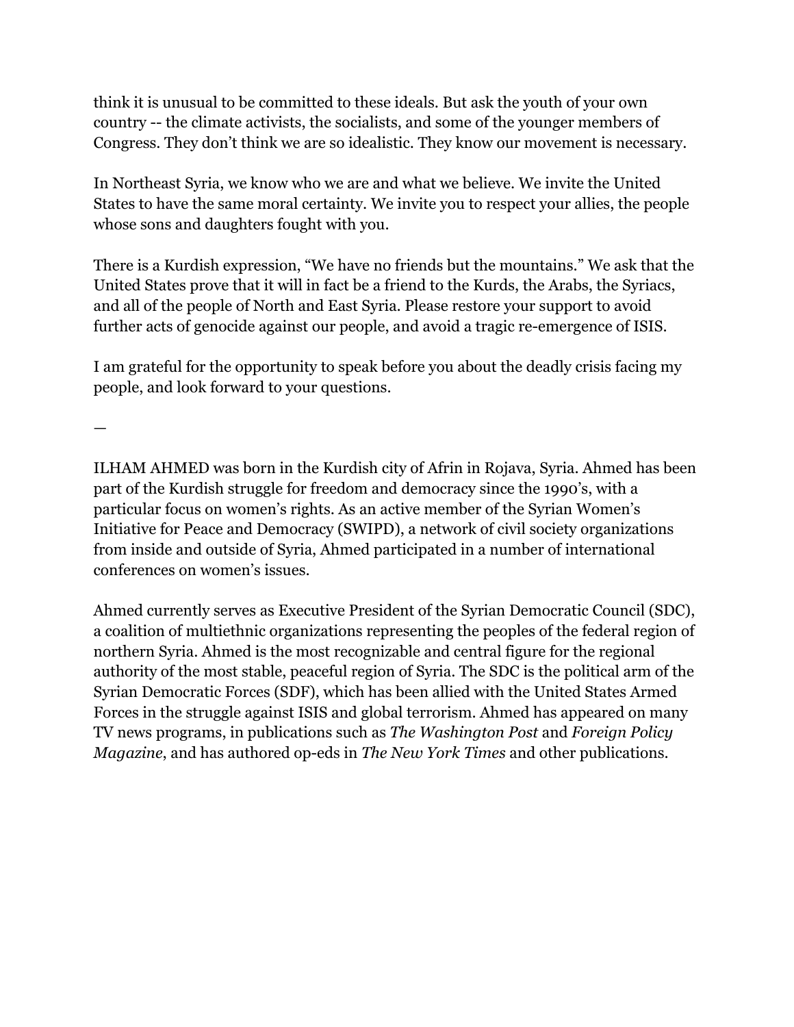think it is unusual to be committed to these ideals. But ask the youth of your own country -- the climate activists, the socialists, and some of the younger members of Congress. They don't think we are so idealistic. They know our movement is necessary.

In Northeast Syria, we know who we are and what we believe. We invite the United States to have the same moral certainty. We invite you to respect your allies, the people whose sons and daughters fought with you.

There is a Kurdish expression, "We have no friends but the mountains." We ask that the United States prove that it will in fact be a friend to the Kurds, the Arabs, the Syriacs, and all of the people of North and East Syria. Please restore your support to avoid further acts of genocide against our people, and avoid a tragic re-emergence of ISIS.

I am grateful for the opportunity to speak before you about the deadly crisis facing my people, and look forward to your questions.

—

ILHAM AHMED was born in the Kurdish city of Afrin in Rojava, Syria. Ahmed has been part of the Kurdish struggle for freedom and democracy since the 1990's, with a particular focus on women's rights. As an active member of the Syrian Women's Initiative for Peace and Democracy (SWIPD), a network of civil society organizations from inside and outside of Syria, Ahmed participated in a number of international conferences on women's issues.

Ahmed currently serves as Executive President of the Syrian Democratic Council (SDC), a coalition of multiethnic organizations representing the peoples of the federal region of northern Syria. Ahmed is the most recognizable and central figure for the regional authority of the most stable, peaceful region of Syria. The SDC is the political arm of the Syrian Democratic Forces (SDF), which has been allied with the United States Armed Forces in the struggle against ISIS and global terrorism. Ahmed has appeared on many TV news programs, in publications such as *The Washington Post* and *Foreign Policy Magazine*, and has authored op-eds in *The New York Times* and other publications.